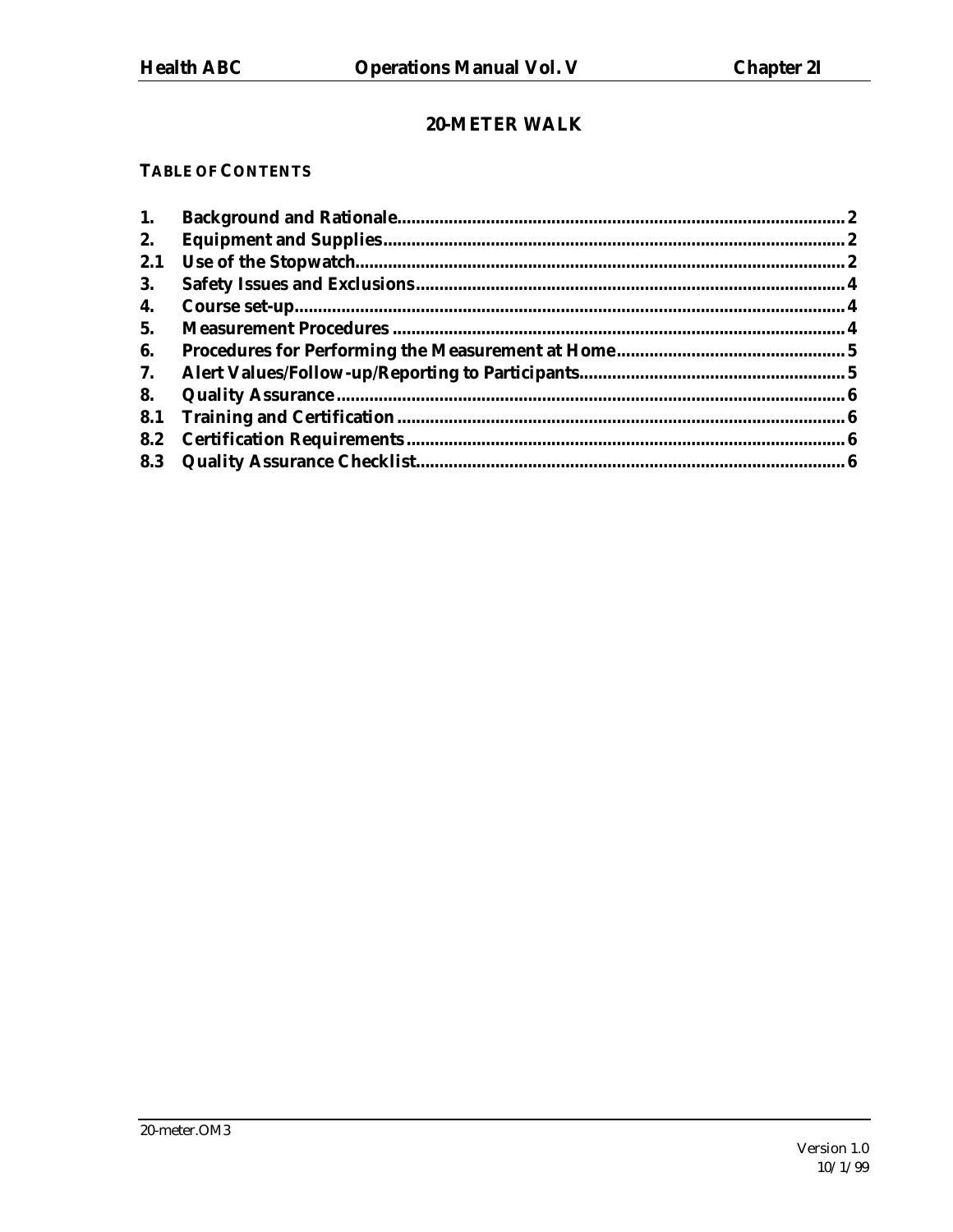# 20-METER WALK

**TABLE OF CONTENTS**

| | | |
|---|---|---|
| **1.** | **Background and Rationale** | **2** |
| **2.** | **Equipment and Supplies** | **2** |
| **2.1** | **Use of the Stopwatch** | **2** |
| **3.** | **Safety Issues and Exclusions** | **4** |
| **4.** | **Course set-up** | **4** |
| **5.** | **Measurement Procedures** | **4** |
| **6.** | **Procedures for Performing the Measurement at Home** | **5** |
| **7.** | **Alert Values/Follow-up/Reporting to Participants** | **5** |
| **8.** | **Quality Assurance** | **6** |
| **8.1** | **Training and Certification** | **6** |
| **8.2** | **Certification Requirements** | **6** |
| **8.3** | **Quality Assurance Checklist** | **6** |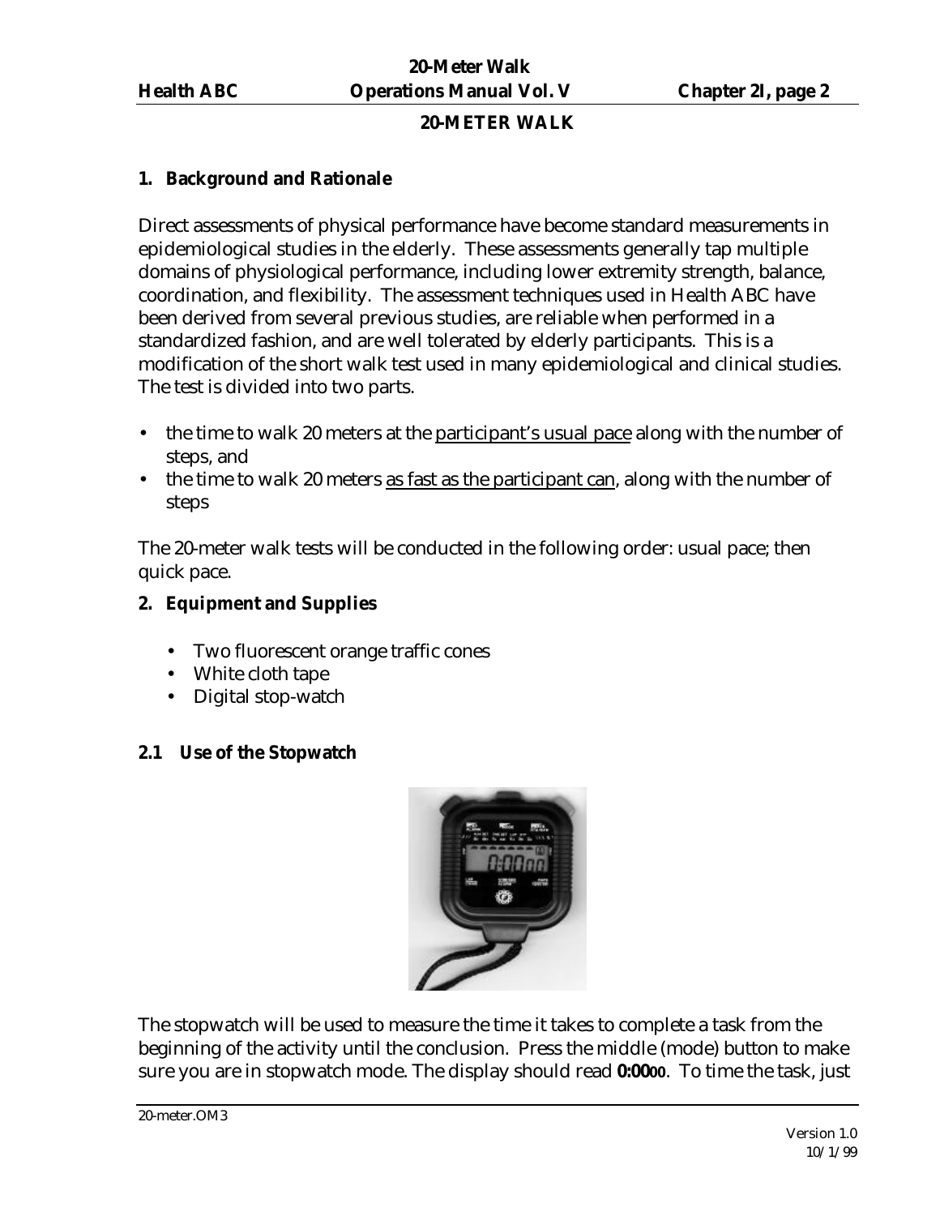## 20-METER WALK

### 1. Background and Rationale

Direct assessments of physical performance have become standard measurements in epidemiological studies in the elderly. These assessments generally tap multiple domains of physiological performance, including lower extremity strength, balance, coordination, and flexibility. The assessment techniques used in Health ABC have been derived from several previous studies, are reliable when performed in a standardized fashion, and are well tolerated by elderly participants. This is a modification of the short walk test used in many epidemiological and clinical studies. The test is divided into two parts.

- the time to walk 20 meters at the <u>participant's usual pace</u> along with the number of steps, and
- the time to walk 20 meters <u>as fast as the participant can</u>, along with the number of steps

The 20-meter walk tests will be conducted in the following order: usual pace; then quick pace.

### 2. Equipment and Supplies

- Two fluorescent orange traffic cones
- White cloth tape
- Digital stop-watch

#### 2.1 Use of the Stopwatch

The stopwatch will be used to measure the time it takes to complete a task from the beginning of the activity until the conclusion. Press the middle (mode) button to make sure you are in stopwatch mode. The display should read **0:0000**. To time the task, just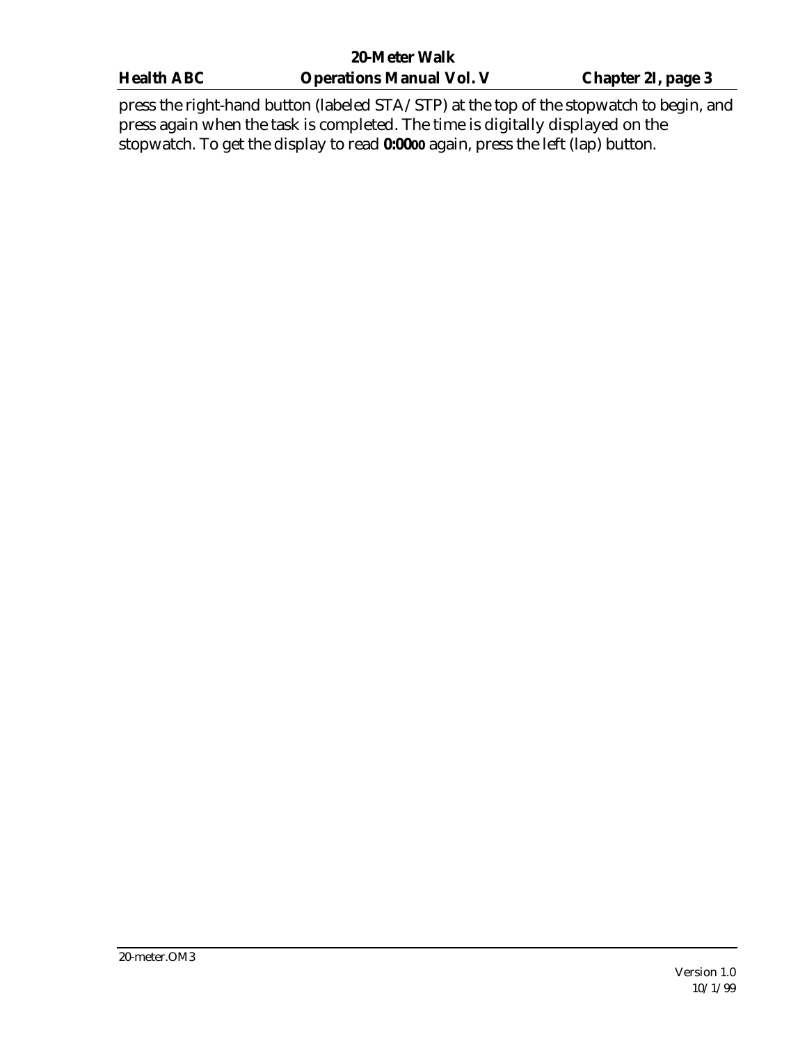press the right-hand button (labeled STA / STP) at the top of the stopwatch to begin, and press again when the task is completed. The time is digitally displayed on the stopwatch. To get the display to read **0:0000** again, press the left (lap) button.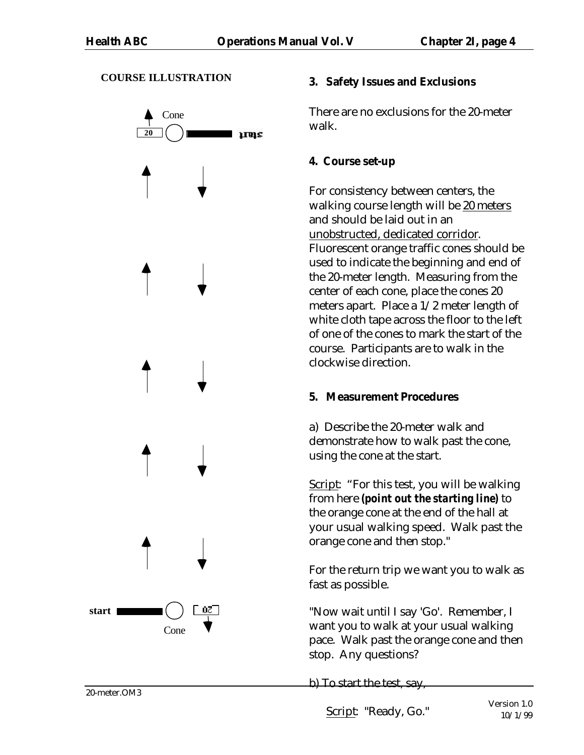**COURSE ILLUSTRATION**

Cone

20

start

start

Cone

### 3. Safety Issues and Exclusions

There are no exclusions for the 20-meter walk.

### 4. Course set-up

For consistency between centers, the walking course length will be <u>20 meters</u> and should be laid out in an <u>unobstructed, dedicated corridor</u>. Fluorescent orange traffic cones should be used to indicate the beginning and end of the 20-meter length. Measuring from the center of each cone, place the cones 20 meters apart. Place a 1/2 meter length of white cloth tape across the floor to the left of one of the cones to mark the start of the course. Participants are to walk in the clockwise direction.

### 5. Measurement Procedures

a) Describe the 20-meter walk and demonstrate how to walk past the cone, using the cone at the start.

<u>Script</u>: "For this test, you will be walking from here ***(point out the starting line)*** to the orange cone at the end of the hall at your usual walking speed. Walk past the orange cone and then stop."

For the return trip we want you to walk as fast as possible.

"Now wait until I say 'Go'. Remember, I want you to walk at your usual walking pace. Walk past the orange cone and then stop. Any questions?

b) To start the test, say,

<u>Script</u>: "Ready, Go."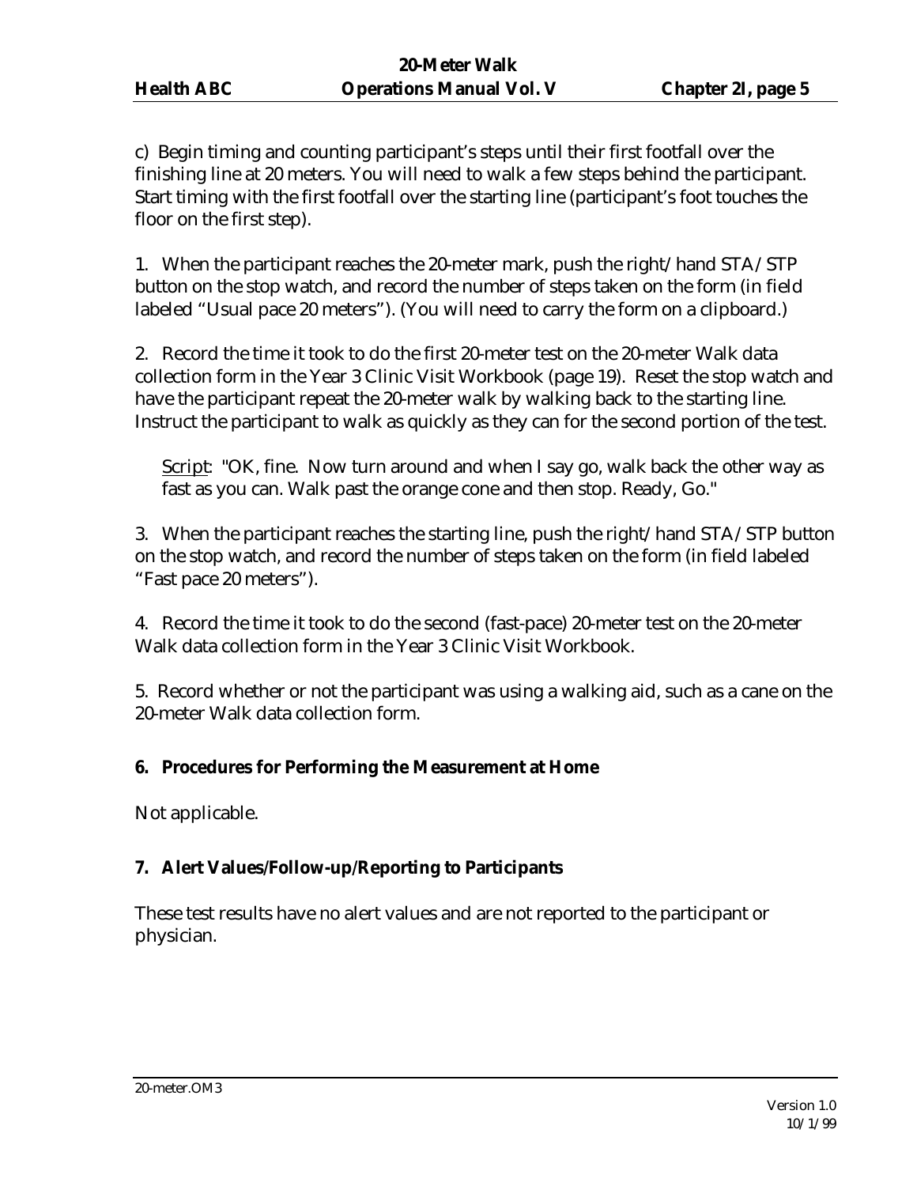c) Begin timing and counting participant's steps until their first footfall over the finishing line at 20 meters. You will need to walk a few steps behind the participant. Start timing with the first footfall over the starting line (participant's foot touches the floor on the first step).

1. When the participant reaches the 20-meter mark, push the right/hand STA/STP button on the stop watch, and record the number of steps taken on the form (in field labeled "Usual pace 20 meters"). (You will need to carry the form on a clipboard.)

2. Record the time it took to do the first 20-meter test on the 20-meter Walk data collection form in the Year 3 Clinic Visit Workbook (page 19). Reset the stop watch and have the participant repeat the 20-meter walk by walking back to the starting line. Instruct the participant to walk as quickly as they can for the second portion of the test.

> Script: "OK, fine. Now turn around and when I say go, walk back the other way as fast as you can. Walk past the orange cone and then stop. Ready, Go."

3. When the participant reaches the starting line, push the right/hand STA/STP button on the stop watch, and record the number of steps taken on the form (in field labeled "Fast pace 20 meters").

4. Record the time it took to do the second (fast-pace) 20-meter test on the 20-meter Walk data collection form in the Year 3 Clinic Visit Workbook.

5. Record whether or not the participant was using a walking aid, such as a cane on the 20-meter Walk data collection form.

## 6. Procedures for Performing the Measurement at Home

Not applicable.

## 7. Alert Values/Follow-up/Reporting to Participants

These test results have no alert values and are not reported to the participant or physician.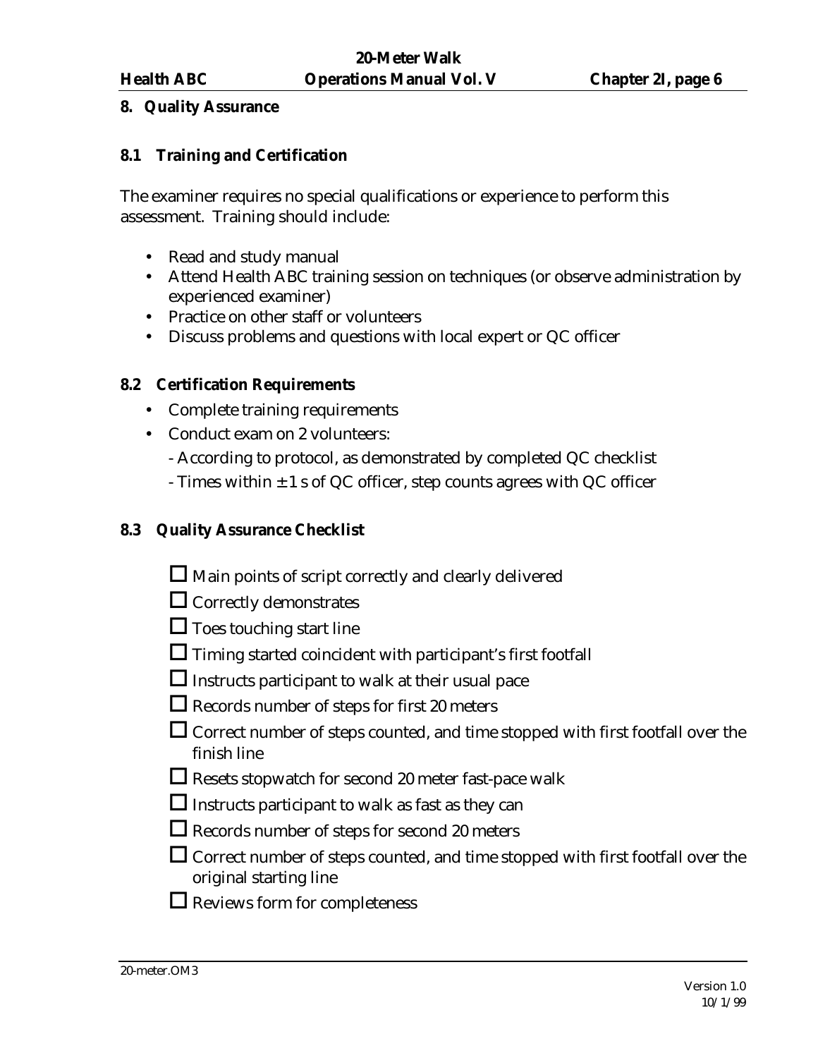## 8. Quality Assurance

### 8.1 Training and Certification

The examiner requires no special qualifications or experience to perform this assessment. Training should include:

- Read and study manual
- Attend Health ABC training session on techniques (or observe administration by experienced examiner)
- Practice on other staff or volunteers
- Discuss problems and questions with local expert or QC officer

### 8.2 Certification Requirements

- Complete training requirements
- Conduct exam on 2 volunteers:
  - According to protocol, as demonstrated by completed QC checklist
  - Times within ± 1 s of QC officer, step counts agrees with QC officer

### 8.3 Quality Assurance Checklist

- ☐ Main points of script correctly and clearly delivered
- ☐ Correctly demonstrates
- ☐ Toes touching start line
- ☐ Timing started coincident with participant's first footfall
- ☐ Instructs participant to walk at their usual pace
- ☐ Records number of steps for first 20 meters
- ☐ Correct number of steps counted, and time stopped with first footfall over the finish line
- ☐ Resets stopwatch for second 20 meter fast-pace walk
- ☐ Instructs participant to walk as fast as they can
- ☐ Records number of steps for second 20 meters
- ☐ Correct number of steps counted, and time stopped with first footfall over the original starting line
- ☐ Reviews form for completeness